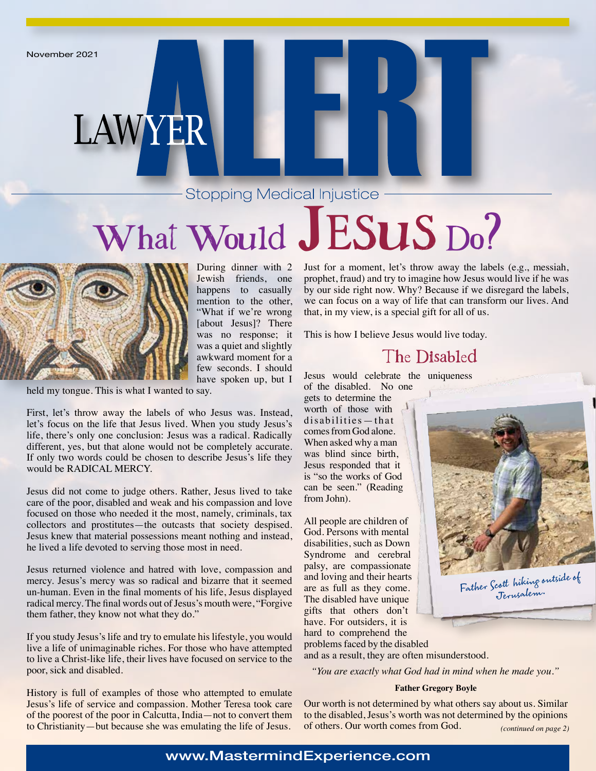November 2021

# LAWYER ALERT

Stopping Medical Injustice

# What Would JESUS Do?

During dinner with 2 Jewish friends, one happens to casually mention to the other, "What if we're wrong [about Jesus]? There was no response; it was a quiet and slightly awkward moment for a few seconds. I should have spoken up, but I held my tongue. This is what I wanted to say.

First, let's throw away the labels of who Jesus was. Instead, let's focus on the life that Jesus lived. When you study Jesus's life, there's only one conclusion: Jesus was a radical. Radically different, yes, but that alone would not be completely accurate. If only two words could be chosen to describe Jesus's life they would be RADICAL MERCY.

Jesus did not come to judge others. Rather, Jesus lived to take care of the poor, disabled and weak and his compassion and love focused on those who needed it the most, namely, criminals, tax collectors and prostitutes—the outcasts that society despised. Jesus knew that material possessions meant nothing and instead, he lived a life devoted to serving those most in need.

Jesus returned violence and hatred with love, compassion and mercy. Jesus's mercy was so radical and bizarre that it seemed un-human. Even in the final moments of his life, Jesus displayed radical mercy. The final words out of Jesus's mouth were, "Forgive them father, they know not what they do."

If you study Jesus's life and try to emulate his lifestyle, you would live a life of unimaginable riches. For those who have attempted to live a Christ-like life, their lives have focused on service to the poor, sick and disabled.

History is full of examples of those who attempted to emulate Jesus's life of service and compassion. Mother Teresa took care of the poorest of the poor in Calcutta, India—not to convert them to Christianity—but because she was emulating the life of Jesus.

Just for a moment, let's throw away the labels (e.g., messiah, prophet, fraud) and try to imagine how Jesus would live if he was by our side right now. Why? Because if we disregard the labels, we can focus on a way of life that can transform our lives. And that, in my view, is a special gift for all of us.

This is how I believe Jesus would live today.

## The Disabled

Jesus would celebrate the uniqueness of the disabled. No one gets to determine the worth of those with disabilities—that comes from God alone. When asked why a man was blind since birth, Jesus responded that it is "so the works of God can be seen." (Reading from John).

All people are children of God. Persons with mental disabilities, such as Down Syndrome and cerebral palsy, are compassionate and loving and their hearts are as full as they come. The disabled have unique gifts that others don't have. For outsiders, it is hard to comprehend the problems faced by the disabled and as a result, they are often misunderstood.

Father Scott hiking outside of Jerusalem.

*"You are exactly what God had in mind when he made you."*

**Father Gregory Boyle**

Our worth is not determined by what others say about us. Similar to the disabled, Jesus's worth was not determined by the opinions of others. Our worth comes from God.

*(continued on page 2)*

www.MastermindExperience.com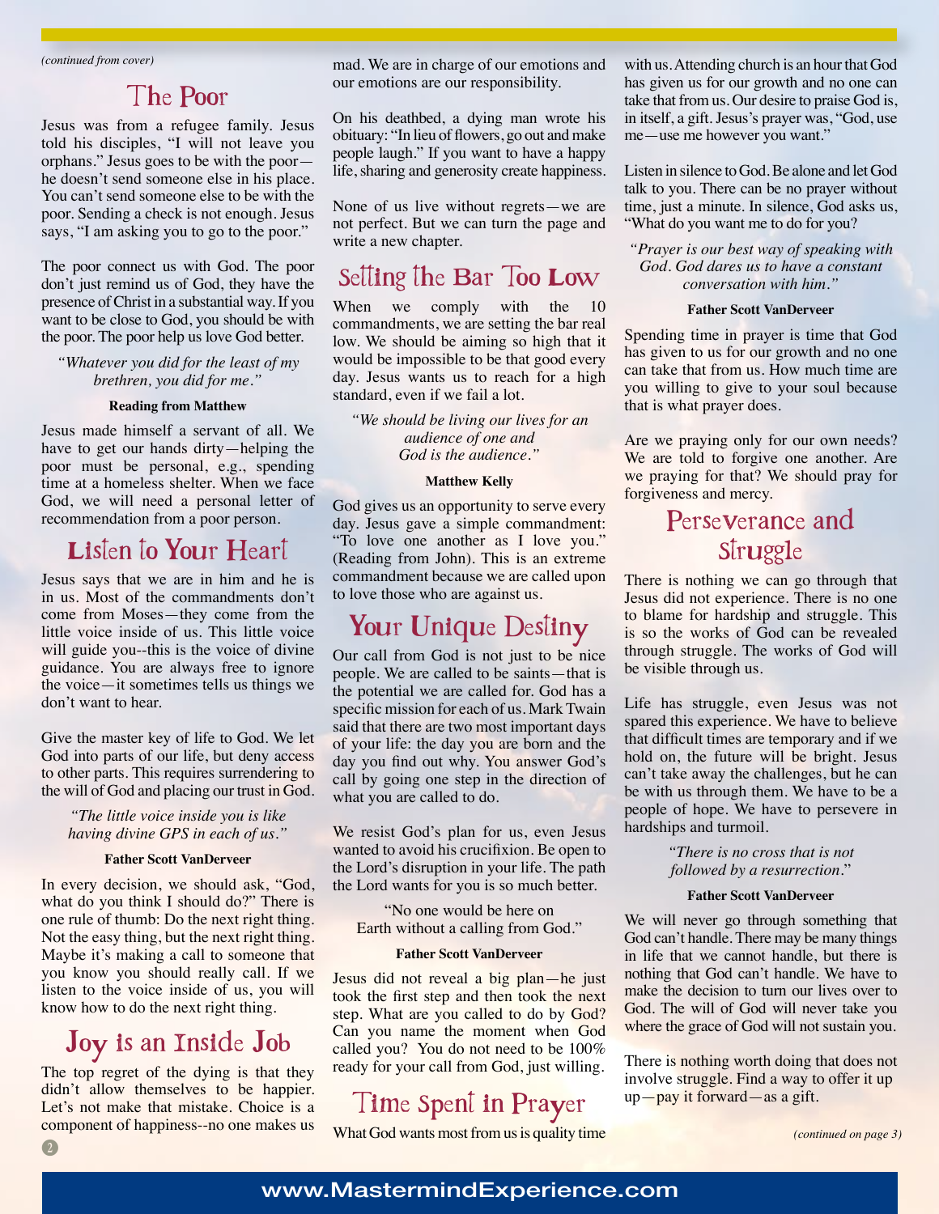*(continued from cover)*

## The Poor

Jesus was from a refugee family. Jesus told his disciples, "I will not leave you orphans." Jesus goes to be with the poor—he doesn't send someone else in his place. You can't send someone else to be with the poor. Sending a check is not enough. Jesus says, "I am asking you to go to the poor."

The poor connect us with God. The poor don't just remind us of God, they have the presence of Christ in a substantial way. If you want to be close to God, you should be with the poor. The poor help us love God better.

> *"Whatever you did for the least of my brethren, you did for me."*
>
> **Reading from Matthew**

Jesus made himself a servant of all. We have to get our hands dirty—helping the poor must be personal, e.g., spending time at a homeless shelter. When we face God, we will need a personal letter of recommendation from a poor person.

## Listen to Your Heart

Jesus says that we are in him and he is in us. Most of the commandments don't come from Moses—they come from the little voice inside of us. This little voice will guide you--this is the voice of divine guidance. You are always free to ignore the voice—it sometimes tells us things we don't want to hear.

Give the master key of life to God. We let God into parts of our life, but deny access to other parts. This requires surrendering to the will of God and placing our trust in God.

> *"The little voice inside you is like having divine GPS in each of us."*
>
> **Father Scott VanDerveer**

In every decision, we should ask, "God, what do you think I should do?" There is one rule of thumb: Do the next right thing. Not the easy thing, but the next right thing. Maybe it's making a call to someone that you know you should really call. If we listen to the voice inside of us, you will know how to do the next right thing.

## Joy is an Inside Job

The top regret of the dying is that they didn't allow themselves to be happier. Let's not make that mistake. Choice is a component of happiness--no one makes us mad. We are in charge of our emotions and our emotions are our responsibility.

On his deathbed, a dying man wrote his obituary: "In lieu of flowers, go out and make people laugh." If you want to have a happy life, sharing and generosity create happiness.

None of us live without regrets—we are not perfect. But we can turn the page and write a new chapter.

## Setting the Bar Too Low

When we comply with the 10 commandments, we are setting the bar real low. We should be aiming so high that it would be impossible to be that good every day. Jesus wants us to reach for a high standard, even if we fail a lot.

> *"We should be living our lives for an audience of one and God is the audience."*
>
> **Matthew Kelly**

God gives us an opportunity to serve every day. Jesus gave a simple commandment: "To love one another as I love you." (Reading from John). This is an extreme commandment because we are called upon to love those who are against us.

## Your Unique Destiny

Our call from God is not just to be nice people. We are called to be saints—that is the potential we are called for. God has a specific mission for each of us. Mark Twain said that there are two most important days of your life: the day you are born and the day you find out why. You answer God's call by going one step in the direction of what you are called to do.

We resist God's plan for us, even Jesus wanted to avoid his crucifixion. Be open to the Lord's disruption in your life. The path the Lord wants for you is so much better.

> "No one would be here on Earth without a calling from God."
>
> **Father Scott VanDerveer**

Jesus did not reveal a big plan—he just took the first step and then took the next step. What are you called to do by God? Can you name the moment when God called you? You do not need to be 100% ready for your call from God, just willing.

## Time Spent in Prayer

What God wants most from us is quality time with us. Attending church is an hour that God has given us for our growth and no one can take that from us. Our desire to praise God is, in itself, a gift. Jesus's prayer was, "God, use me—use me however you want."

Listen in silence to God. Be alone and let God talk to you. There can be no prayer without time, just a minute. In silence, God asks us, "What do you want me to do for you?

> *"Prayer is our best way of speaking with God. God dares us to have a constant conversation with him."*
>
> **Father Scott VanDerveer**

Spending time in prayer is time that God has given to us for our growth and no one can take that from us. How much time are you willing to give to your soul because that is what prayer does.

Are we praying only for our own needs? We are told to forgive one another. Are we praying for that? We should pray for forgiveness and mercy.

## Perseverance and Struggle

There is nothing we can go through that Jesus did not experience. There is no one to blame for hardship and struggle. This is so the works of God can be revealed through struggle. The works of God will be visible through us.

Life has struggle, even Jesus was not spared this experience. We have to believe that difficult times are temporary and if we hold on, the future will be bright. Jesus can't take away the challenges, but he can be with us through them. We have to be a people of hope. We have to persevere in hardships and turmoil.

> *"There is no cross that is not followed by a resurrection."*
>
> **Father Scott VanDerveer**

We will never go through something that God can't handle. There may be many things in life that we cannot handle, but there is nothing that God can't handle. We have to make the decision to turn our lives over to God. The will of God will never take you where the grace of God will not sustain you.

There is nothing worth doing that does not involve struggle. Find a way to offer it up up—pay it forward—as a gift.

*(continued on page 3)*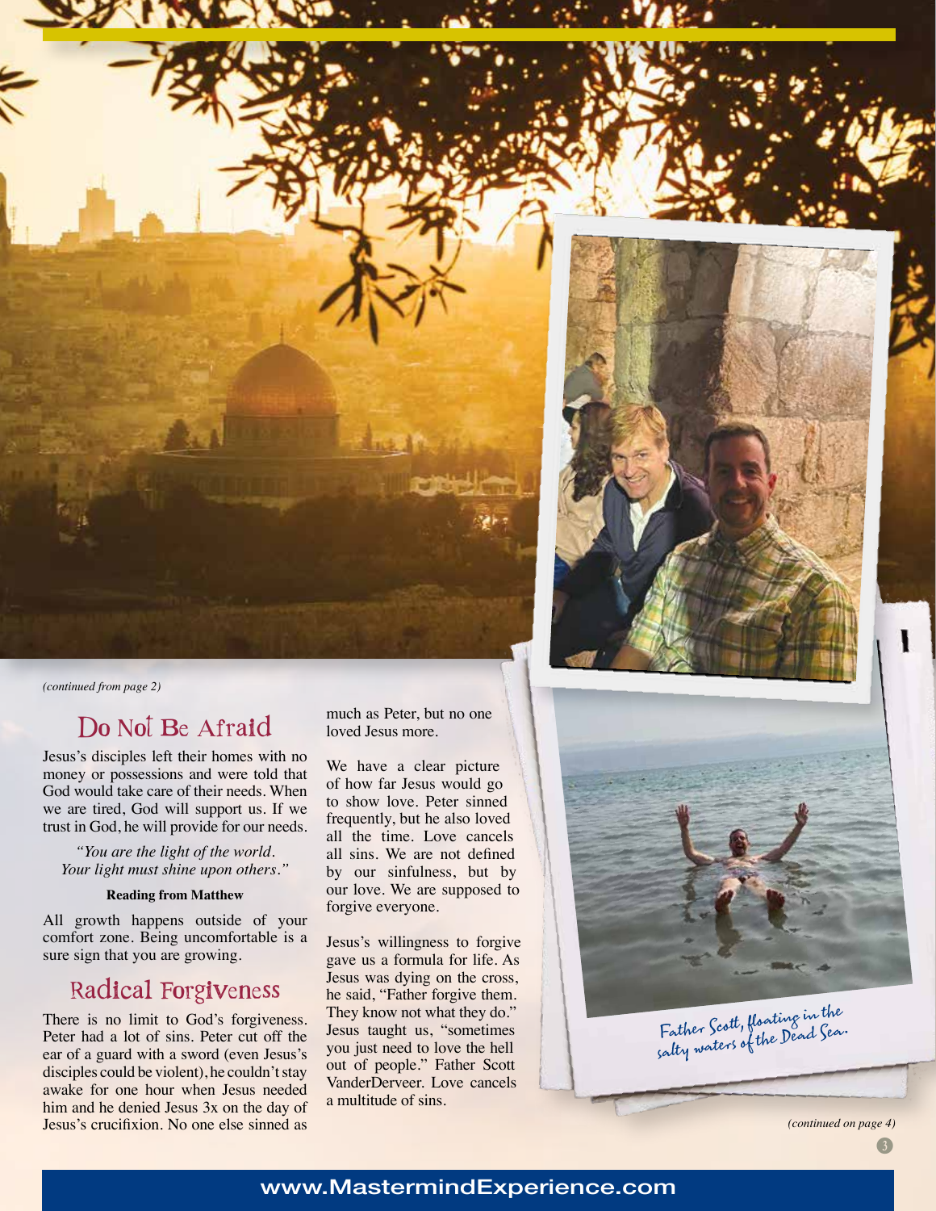*(continued from page 2)*

## Do Not Be Afraid

Jesus's disciples left their homes with no money or possessions and were told that God would take care of their needs. When we are tired, God will support us. If we trust in God, he will provide for our needs.

*"You are the light of the world.*
*Your light must shine upon others."*

**Reading from Matthew**

All growth happens outside of your comfort zone. Being uncomfortable is a sure sign that you are growing.

## Radical Forgiveness

There is no limit to God's forgiveness. Peter had a lot of sins. Peter cut off the ear of a guard with a sword (even Jesus's disciples could be violent), he couldn't stay awake for one hour when Jesus needed him and he denied Jesus 3x on the day of Jesus's crucifixion. No one else sinned as much as Peter, but no one loved Jesus more.

We have a clear picture of how far Jesus would go to show love. Peter sinned frequently, but he also loved all the time. Love cancels all sins. We are not defined by our sinfulness, but by our love. We are supposed to forgive everyone.

Jesus's willingness to forgive gave us a formula for life. As Jesus was dying on the cross, he said, "Father forgive them. They know not what they do." Jesus taught us, "sometimes you just need to love the hell out of people." Father Scott VanderDerveer. Love cancels a multitude of sins.

Father Scott, floating in the salty waters of the Dead Sea.

*(continued on page 4)*

www.MastermindExperience.com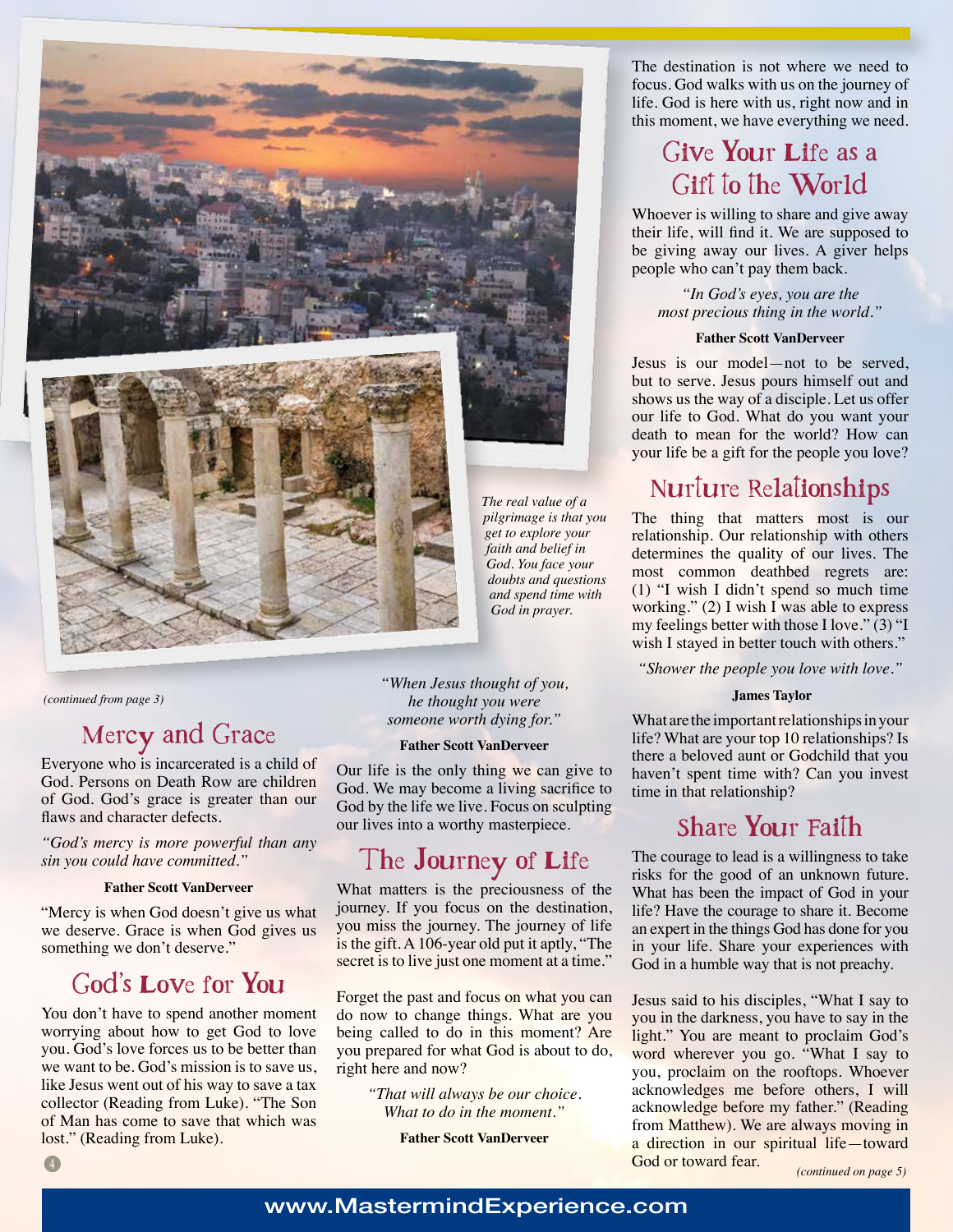*The real value of a pilgrimage is that you get to explore your faith and belief in God. You face your doubts and questions and spend time with God in prayer.*

*(continued from page 3)*

## Mercy and Grace

Everyone who is incarcerated is a child of God. Persons on Death Row are children of God. God's grace is greater than our flaws and character defects.

*"God's mercy is more powerful than any sin you could have committed."*

**Father Scott VanDerveer**

"Mercy is when God doesn't give us what we deserve. Grace is when God gives us something we don't deserve."

## God's Love for You

You don't have to spend another moment worrying about how to get God to love you. God's love forces us to be better than we want to be. God's mission is to save us, like Jesus went out of his way to save a tax collector (Reading from Luke). "The Son of Man has come to save that which was lost." (Reading from Luke).

*"When Jesus thought of you, he thought you were someone worth dying for."*

**Father Scott VanDerveer**

Our life is the only thing we can give to God. We may become a living sacrifice to God by the life we live. Focus on sculpting our lives into a worthy masterpiece.

## The Journey of Life

What matters is the preciousness of the journey. If you focus on the destination, you miss the journey. The journey of life is the gift. A 106-year old put it aptly, "The secret is to live just one moment at a time."

Forget the past and focus on what you can do now to change things. What are you being called to do in this moment? Are you prepared for what God is about to do, right here and now?

*"That will always be our choice. What to do in the moment."*

**Father Scott VanDerveer**

The destination is not where we need to focus. God walks with us on the journey of life. God is here with us, right now and in this moment, we have everything we need.

## Give Your Life as a Gift to the World

Whoever is willing to share and give away their life, will find it. We are supposed to be giving away our lives. A giver helps people who can't pay them back.

*"In God's eyes, you are the most precious thing in the world."*

**Father Scott VanDerveer**

Jesus is our model—not to be served, but to serve. Jesus pours himself out and shows us the way of a disciple. Let us offer our life to God. What do you want your death to mean for the world? How can your life be a gift for the people you love?

## Nurture Relationships

The thing that matters most is our relationship. Our relationship with others determines the quality of our lives. The most common deathbed regrets are: (1) "I wish I didn't spend so much time working." (2) I wish I was able to express my feelings better with those I love." (3) "I wish I stayed in better touch with others."

*"Shower the people you love with love."*

**James Taylor**

What are the important relationships in your life? What are your top 10 relationships? Is there a beloved aunt or Godchild that you haven't spent time with? Can you invest time in that relationship?

## Share Your Faith

The courage to lead is a willingness to take risks for the good of an unknown future. What has been the impact of God in your life? Have the courage to share it. Become an expert in the things God has done for you in your life. Share your experiences with God in a humble way that is not preachy.

Jesus said to his disciples, "What I say to you in the darkness, you have to say in the light." You are meant to proclaim God's word wherever you go. "What I say to you, proclaim on the rooftops. Whoever acknowledges me before others, I will acknowledge before my father." (Reading from Matthew). We are always moving in a direction in our spiritual life—toward God or toward fear.

*(continued on page 5)*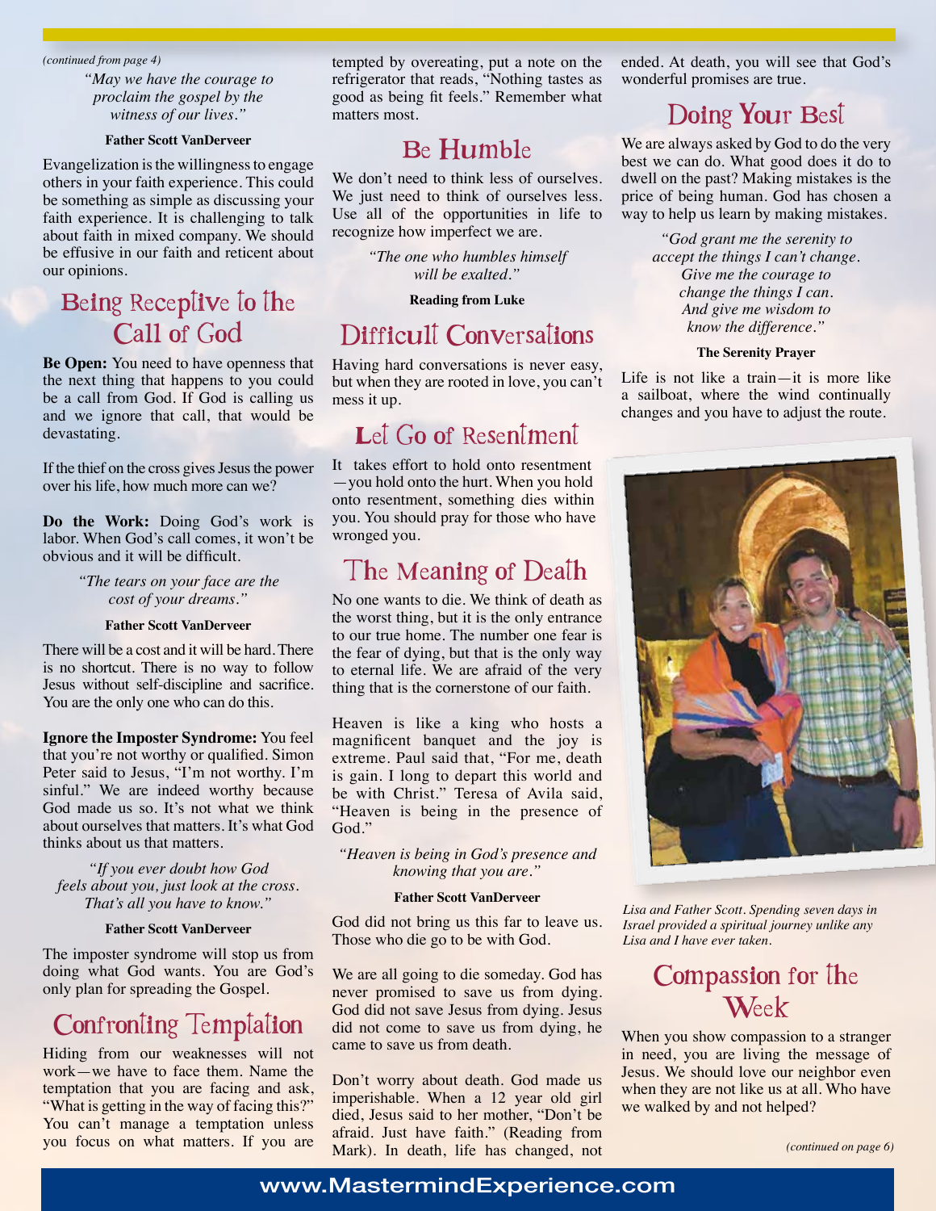*(continued from page 4)*

*"May we have the courage to proclaim the gospel by the witness of our lives."*

**Father Scott VanDerveer**

Evangelization is the willingness to engage others in your faith experience. This could be something as simple as discussing your faith experience. It is challenging to talk about faith in mixed company. We should be effusive in our faith and reticent about our opinions.

## Being Receptive to the Call of God

**Be Open:** You need to have openness that the next thing that happens to you could be a call from God. If God is calling us and we ignore that call, that would be devastating.

If the thief on the cross gives Jesus the power over his life, how much more can we?

**Do the Work:** Doing God's work is labor. When God's call comes, it won't be obvious and it will be difficult.

*"The tears on your face are the cost of your dreams."*

**Father Scott VanDerveer**

There will be a cost and it will be hard. There is no shortcut. There is no way to follow Jesus without self-discipline and sacrifice. You are the only one who can do this.

**Ignore the Imposter Syndrome:** You feel that you're not worthy or qualified. Simon Peter said to Jesus, "I'm not worthy. I'm sinful." We are indeed worthy because God made us so. It's not what we think about ourselves that matters. It's what God thinks about us that matters.

*"If you ever doubt how God feels about you, just look at the cross. That's all you have to know."*

**Father Scott VanDerveer**

The imposter syndrome will stop us from doing what God wants. You are God's only plan for spreading the Gospel.

## Confronting Temptation

Hiding from our weaknesses will not work—we have to face them. Name the temptation that you are facing and ask, "What is getting in the way of facing this?" You can't manage a temptation unless you focus on what matters. If you are tempted by overeating, put a note on the refrigerator that reads, "Nothing tastes as good as being fit feels." Remember what matters most.

## Be Humble

We don't need to think less of ourselves. We just need to think of ourselves less. Use all of the opportunities in life to recognize how imperfect we are.

*"The one who humbles himself will be exalted."*

**Reading from Luke**

## Difficult Conversations

Having hard conversations is never easy, but when they are rooted in love, you can't mess it up.

## Let Go of Resentment

It takes effort to hold onto resentment —you hold onto the hurt. When you hold onto resentment, something dies within you. You should pray for those who have wronged you.

## The Meaning of Death

No one wants to die. We think of death as the worst thing, but it is the only entrance to our true home. The number one fear is the fear of dying, but that is the only way to eternal life. We are afraid of the very thing that is the cornerstone of our faith.

Heaven is like a king who hosts a magnificent banquet and the joy is extreme. Paul said that, "For me, death is gain. I long to depart this world and be with Christ." Teresa of Avila said, "Heaven is being in the presence of God."

*"Heaven is being in God's presence and knowing that you are."*

**Father Scott VanDerveer**

God did not bring us this far to leave us. Those who die go to be with God.

We are all going to die someday. God has never promised to save us from dying. God did not save Jesus from dying. Jesus did not come to save us from dying, he came to save us from death.

Don't worry about death. God made us imperishable. When a 12 year old girl died, Jesus said to her mother, "Don't be afraid. Just have faith." (Reading from Mark). In death, life has changed, not ended. At death, you will see that God's wonderful promises are true.

## Doing Your Best

We are always asked by God to do the very best we can do. What good does it do to dwell on the past? Making mistakes is the price of being human. God has chosen a way to help us learn by making mistakes.

*"God grant me the serenity to accept the things I can't change. Give me the courage to change the things I can. And give me wisdom to know the difference."*

**The Serenity Prayer**

Life is not like a train—it is more like a sailboat, where the wind continually changes and you have to adjust the route.

*Lisa and Father Scott. Spending seven days in Israel provided a spiritual journey unlike any Lisa and I have ever taken.*

## Compassion for the Week

When you show compassion to a stranger in need, you are living the message of Jesus. We should love our neighbor even when they are not like us at all. Who have we walked by and not helped?

*(continued on page 6)*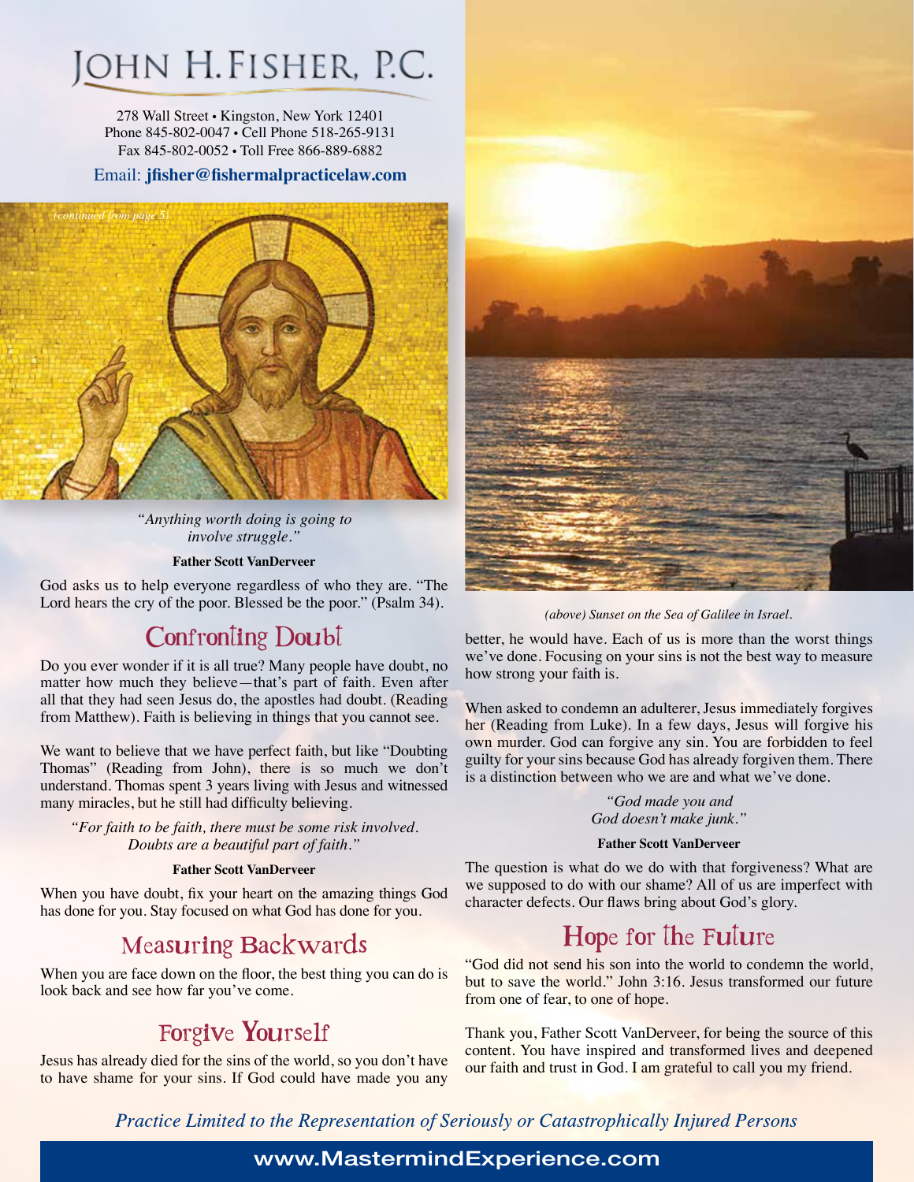# JOHN H. FISHER, P.C.

278 Wall Street • Kingston, New York 12401
Phone 845-802-0047 • Cell Phone 518-265-9131
Fax 845-802-0052 • Toll Free 866-889-6882

Email: **jfisher@fishermalpracticelaw.com**

*(continued from page 5)*

*"Anything worth doing is going to involve struggle."*

**Father Scott VanDerveer**

God asks us to help everyone regardless of who they are. "The Lord hears the cry of the poor. Blessed be the poor." (Psalm 34).

## Confronting Doubt

Do you ever wonder if it is all true? Many people have doubt, no matter how much they believe—that's part of faith. Even after all that they had seen Jesus do, the apostles had doubt. (Reading from Matthew). Faith is believing in things that you cannot see.

We want to believe that we have perfect faith, but like "Doubting Thomas" (Reading from John), there is so much we don't understand. Thomas spent 3 years living with Jesus and witnessed many miracles, but he still had difficulty believing.

*"For faith to be faith, there must be some risk involved. Doubts are a beautiful part of faith."*

**Father Scott VanDerveer**

When you have doubt, fix your heart on the amazing things God has done for you. Stay focused on what God has done for you.

## Measuring Backwards

When you are face down on the floor, the best thing you can do is look back and see how far you've come.

## Forgive Yourself

Jesus has already died for the sins of the world, so you don't have to have shame for your sins. If God could have made you any better, he would have. Each of us is more than the worst things we've done. Focusing on your sins is not the best way to measure how strong your faith is.

*(above) Sunset on the Sea of Galilee in Israel.*

When asked to condemn an adulterer, Jesus immediately forgives her (Reading from Luke). In a few days, Jesus will forgive his own murder. God can forgive any sin. You are forbidden to feel guilty for your sins because God has already forgiven them. There is a distinction between who we are and what we've done.

*"God made you and God doesn't make junk."*

**Father Scott VanDerveer**

The question is what do we do with that forgiveness? What are we supposed to do with our shame? All of us are imperfect with character defects. Our flaws bring about God's glory.

## Hope for the Future

"God did not send his son into the world to condemn the world, but to save the world." John 3:16. Jesus transformed our future from one of fear, to one of hope.

Thank you, Father Scott VanDerveer, for being the source of this content. You have inspired and transformed lives and deepened our faith and trust in God. I am grateful to call you my friend.

*Practice Limited to the Representation of Seriously or Catastrophically Injured Persons*

**www.MastermindExperience.com**